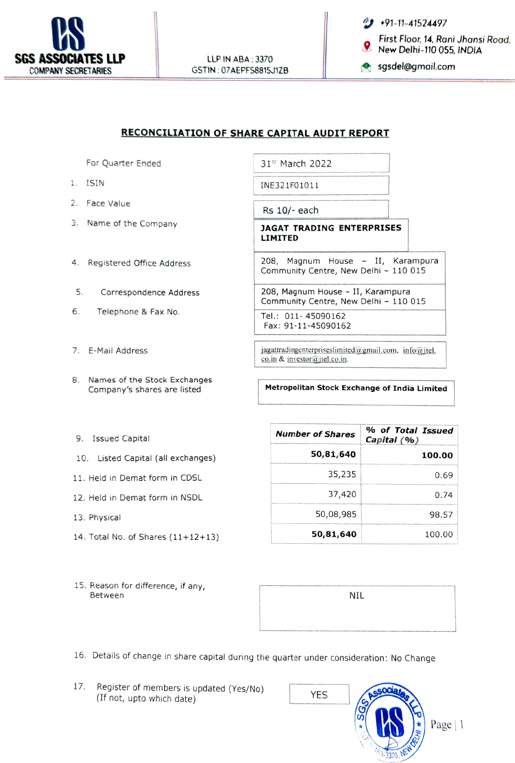**SGS ASSOCIATES LLP**
COMPANY SECRETARIES

LLP IN ABA : 3370
GSTIN : 07AEPFS8815J1ZB

+91-11-41524497
First Floor, 14, Rani Jhansi Road, New Delhi-110 055, INDIA
sgsdel@gmail.com

## RECONCILIATION OF SHARE CAPITAL AUDIT REPORT

| | |
|---|---|
| For Quarter Ended | 31st March 2022 |
| 1. ISIN | INE321F01011 |
| 2. Face Value | Rs 10/- each |
| 3. Name of the Company | **JAGAT TRADING ENTERPRISES LIMITED** |
| 4. Registered Office Address | 208, Magnum House – II, Karampura Community Centre, New Delhi – 110 015 |
| 5. Correspondence Address | 208, Magnum House – II, Karampura Community Centre, New Delhi – 110 015 |
| 6. Telephone & Fax No. | Tel.: 011- 45090162 Fax: 91-11-45090162 |
| 7. E-Mail Address | jagattradingenterpriseslimited@gmail.com, info@jtel.co.in & investor@jtel.co.in. |
| 8. Names of the Stock Exchanges Company's shares are listed | **Metropolitan Stock Exchange of India Limited** |

| | ***Number of Shares*** | ***% of Total Issued Capital (%)*** |
|---|---|---|
| 9. Issued Capital | | |
| 10. Listed Capital (all exchanges) | **50,81,640** | **100.00** |
| 11. Held in Demat form in CDSL | 35,235 | 0.69 |
| 12. Held in Demat form in NSDL | 37,420 | 0.74 |
| 13. Physical | 50,08,985 | 98.57 |
| 14. Total No. of Shares (11+12+13) | **50,81,640** | 100.00 |

15. Reason for difference, if any, Between — NIL

16. Details of change in share capital during the quarter under consideration: No Change

17. Register of members is updated (Yes/No) (If not, upto which date) — YES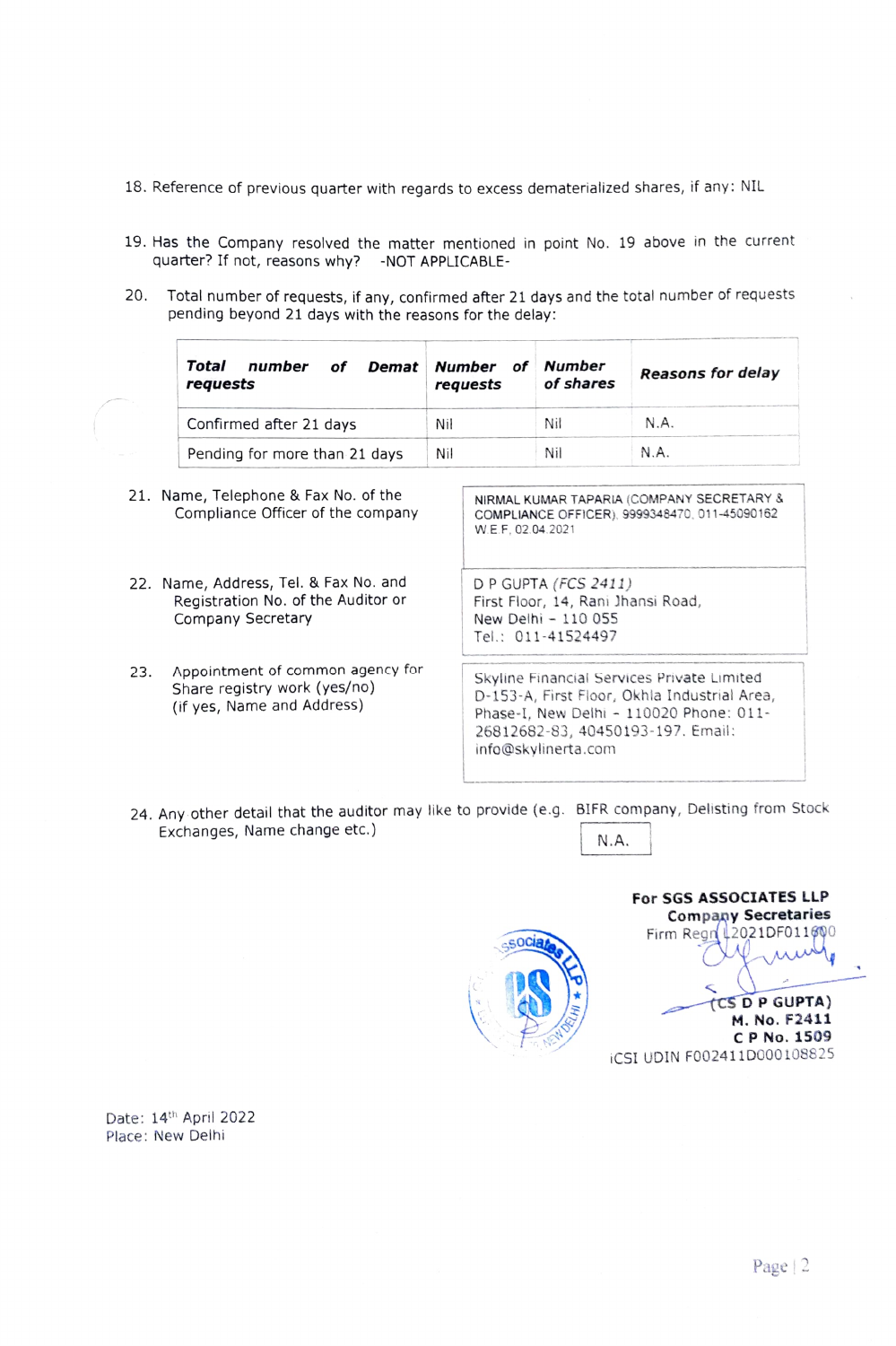18. Reference of previous quarter with regards to excess dematerialized shares, if any: NIL

19. Has the Company resolved the matter mentioned in point No. 19 above in the current quarter? If not, reasons why? -NOT APPLICABLE-

20. Total number of requests, if any, confirmed after 21 days and the total number of requests pending beyond 21 days with the reasons for the delay:

| ***Total number of Demat requests*** | ***Number of requests*** | ***Number of shares*** | ***Reasons for delay*** |
|---|---|---|---|
| Confirmed after 21 days | Nil | Nil | N.A. |
| Pending for more than 21 days | Nil | Nil | N.A. |

| | |
|---|---|
| 21. Name, Telephone & Fax No. of the Compliance Officer of the company | NIRMAL KUMAR TAPARIA (COMPANY SECRETARY & COMPLIANCE OFFICER), 9999348470, 011-45090162 W.E.F. 02.04.2021 |
| 22. Name, Address, Tel. & Fax No. and Registration No. of the Auditor or Company Secretary | D P GUPTA *(FCS 2411)* First Floor, 14, Rani Jhansi Road, New Delhi - 110 055 Tel.: 011-41524497 |
| 23. Appointment of common agency for Share registry work (yes/no) (if yes, Name and Address) | Skyline Financial Services Private Limited D-153-A, First Floor, Okhla Industrial Area, Phase-I, New Delhi - 110020 Phone: 011-26812682-83, 40450193-197. Email: info@skylinerta.com |

24. Any other detail that the auditor may like to provide (e.g. BIFR company, Delisting from Stock Exchanges, Name change etc.) N.A.

**For SGS ASSOCIATES LLP**
**Company Secretaries**
Firm Regn L2021DF011600

**(CS D P GUPTA)**
**M. No. F2411**
**C P No. 1509**
ICSI UDIN F002411D000108825

Date: 14th April 2022
Place: New Delhi